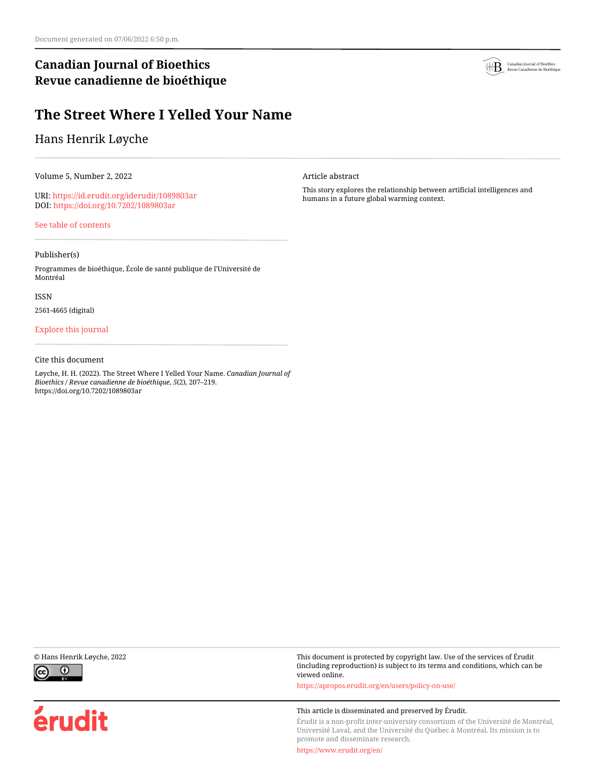Document generated on 07/06/2022 6:50 p.m.

**Canadian Journal of Bioethics**
**Revue canadienne de bioéthique**

# The Street Where I Yelled Your Name

Hans Henrik Løyche

Volume 5, Number 2, 2022

URI: https://id.erudit.org/iderudit/1089803ar
DOI: https://doi.org/10.7202/1089803ar

See table of contents

Publisher(s)

Programmes de bioéthique, École de santé publique de l'Université de Montréal

ISSN

2561-4665 (digital)

Explore this journal

Cite this document

Løyche, H. H. (2022). The Street Where I Yelled Your Name. *Canadian Journal of Bioethics / Revue canadienne de bioéthique*, *5*(2), 207–219. https://doi.org/10.7202/1089803ar

Article abstract

This story explores the relationship between artificial intelligences and humans in a future global warming context.

© Hans Henrik Løyche, 2022

This document is protected by copyright law. Use of the services of Érudit (including reproduction) is subject to its terms and conditions, which can be viewed online.

https://apropos.erudit.org/en/users/policy-on-use/

This article is disseminated and preserved by Érudit.

Érudit is a non-profit inter-university consortium of the Université de Montréal, Université Laval, and the Université du Québec à Montréal. Its mission is to promote and disseminate research.

https://www.erudit.org/en/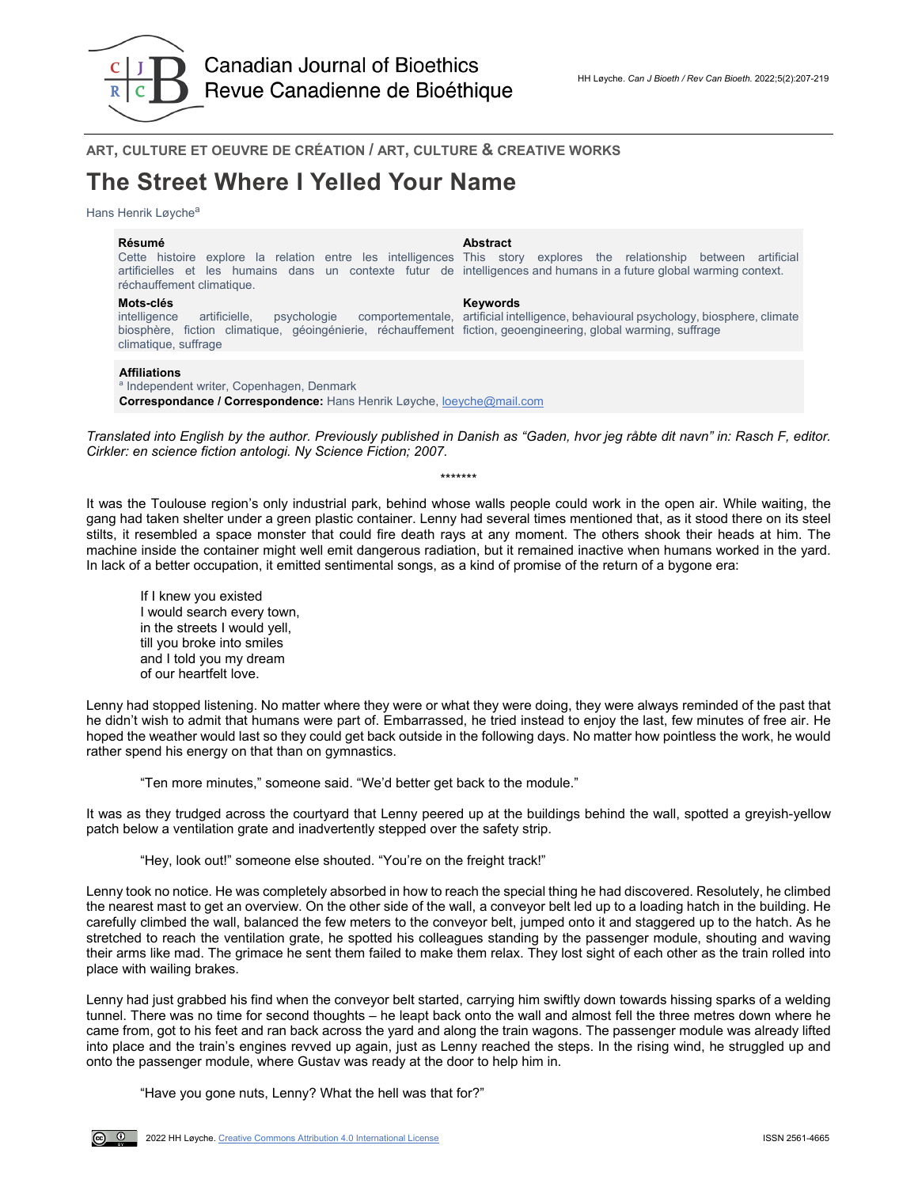ART, CULTURE ET OEUVRE DE CRÉATION / ART, CULTURE & CREATIVE WORKS

# The Street Where I Yelled Your Name

Hans Henrik Løyche[a]

**Résumé**
Cette histoire explore la relation entre les intelligences artificielles et les humains dans un contexte futur de réchauffement climatique.

**Mots-clés**
intelligence artificielle, psychologie comportementale, biosphère, fiction climatique, géoingénierie, réchauffement climatique, suffrage

**Abstract**
This story explores the relationship between artificial intelligences and humans in a future global warming context.

**Keywords**
artificial intelligence, behavioural psychology, biosphere, climate fiction, geoengineering, global warming, suffrage

**Affiliations**
[a] Independent writer, Copenhagen, Denmark
**Correspondance / Correspondence:** Hans Henrik Løyche, loeyche@mail.com

*Translated into English by the author. Previously published in Danish as "Gaden, hvor jeg råbte dit navn" in: Rasch F, editor. Cirkler: en science fiction antologi. Ny Science Fiction; 2007.*

*******

It was the Toulouse region's only industrial park, behind whose walls people could work in the open air. While waiting, the gang had taken shelter under a green plastic container. Lenny had several times mentioned that, as it stood there on its steel stilts, it resembled a space monster that could fire death rays at any moment. The others shook their heads at him. The machine inside the container might well emit dangerous radiation, but it remained inactive when humans worked in the yard. In lack of a better occupation, it emitted sentimental songs, as a kind of promise of the return of a bygone era:

> If I knew you existed
> I would search every town,
> in the streets I would yell,
> till you broke into smiles
> and I told you my dream
> of our heartfelt love.

Lenny had stopped listening. No matter where they were or what they were doing, they were always reminded of the past that he didn't wish to admit that humans were part of. Embarrassed, he tried instead to enjoy the last, few minutes of free air. He hoped the weather would last so they could get back outside in the following days. No matter how pointless the work, he would rather spend his energy on that than on gymnastics.

"Ten more minutes," someone said. "We'd better get back to the module."

It was as they trudged across the courtyard that Lenny peered up at the buildings behind the wall, spotted a greyish-yellow patch below a ventilation grate and inadvertently stepped over the safety strip.

"Hey, look out!" someone else shouted. "You're on the freight track!"

Lenny took no notice. He was completely absorbed in how to reach the special thing he had discovered. Resolutely, he climbed the nearest mast to get an overview. On the other side of the wall, a conveyor belt led up to a loading hatch in the building. He carefully climbed the wall, balanced the few meters to the conveyor belt, jumped onto it and staggered up to the hatch. As he stretched to reach the ventilation grate, he spotted his colleagues standing by the passenger module, shouting and waving their arms like mad. The grimace he sent them failed to make them relax. They lost sight of each other as the train rolled into place with wailing brakes.

Lenny had just grabbed his find when the conveyor belt started, carrying him swiftly down towards hissing sparks of a welding tunnel. There was no time for second thoughts – he leapt back onto the wall and almost fell the three metres down where he came from, got to his feet and ran back across the yard and along the train wagons. The passenger module was already lifted into place and the train's engines revved up again, just as Lenny reached the steps. In the rising wind, he struggled up and onto the passenger module, where Gustav was ready at the door to help him in.

"Have you gone nuts, Lenny? What the hell was that for?"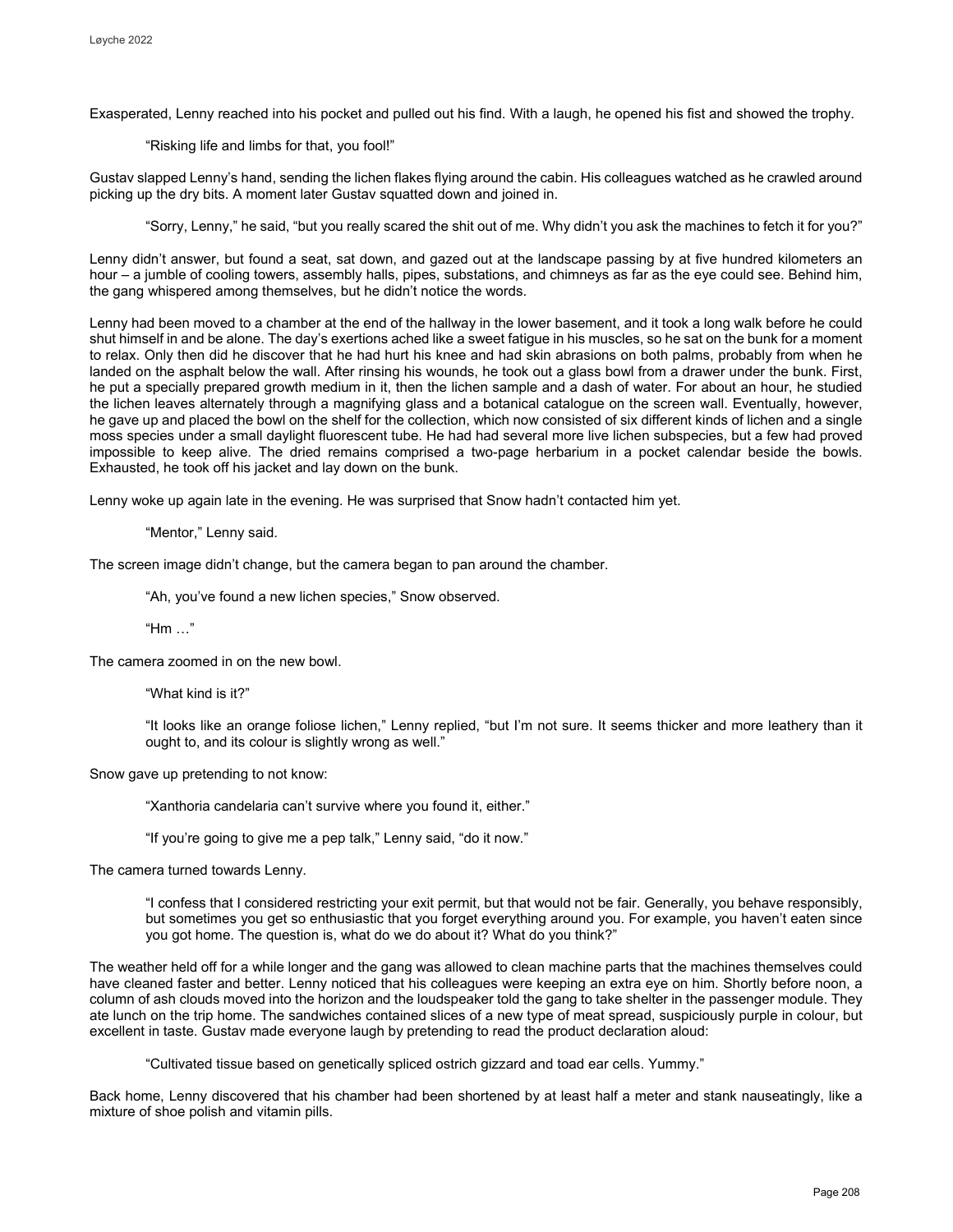Exasperated, Lenny reached into his pocket and pulled out his find. With a laugh, he opened his fist and showed the trophy.

> "Risking life and limbs for that, you fool!"

Gustav slapped Lenny's hand, sending the lichen flakes flying around the cabin. His colleagues watched as he crawled around picking up the dry bits. A moment later Gustav squatted down and joined in.

> "Sorry, Lenny," he said, "but you really scared the shit out of me. Why didn't you ask the machines to fetch it for you?"

Lenny didn't answer, but found a seat, sat down, and gazed out at the landscape passing by at five hundred kilometers an hour – a jumble of cooling towers, assembly halls, pipes, substations, and chimneys as far as the eye could see. Behind him, the gang whispered among themselves, but he didn't notice the words.

Lenny had been moved to a chamber at the end of the hallway in the lower basement, and it took a long walk before he could shut himself in and be alone. The day's exertions ached like a sweet fatigue in his muscles, so he sat on the bunk for a moment to relax. Only then did he discover that he had hurt his knee and had skin abrasions on both palms, probably from when he landed on the asphalt below the wall. After rinsing his wounds, he took out a glass bowl from a drawer under the bunk. First, he put a specially prepared growth medium in it, then the lichen sample and a dash of water. For about an hour, he studied the lichen leaves alternately through a magnifying glass and a botanical catalogue on the screen wall. Eventually, however, he gave up and placed the bowl on the shelf for the collection, which now consisted of six different kinds of lichen and a single moss species under a small daylight fluorescent tube. He had had several more live lichen subspecies, but a few had proved impossible to keep alive. The dried remains comprised a two-page herbarium in a pocket calendar beside the bowls. Exhausted, he took off his jacket and lay down on the bunk.

Lenny woke up again late in the evening. He was surprised that Snow hadn't contacted him yet.

> "Mentor," Lenny said.

The screen image didn't change, but the camera began to pan around the chamber.

> "Ah, you've found a new lichen species," Snow observed.
>
> "Hm …"

The camera zoomed in on the new bowl.

> "What kind is it?"
>
> "It looks like an orange foliose lichen," Lenny replied, "but I'm not sure. It seems thicker and more leathery than it ought to, and its colour is slightly wrong as well."

Snow gave up pretending to not know:

> "Xanthoria candelaria can't survive where you found it, either."
>
> "If you're going to give me a pep talk," Lenny said, "do it now."

The camera turned towards Lenny.

> "I confess that I considered restricting your exit permit, but that would not be fair. Generally, you behave responsibly, but sometimes you get so enthusiastic that you forget everything around you. For example, you haven't eaten since you got home. The question is, what do we do about it? What do you think?"

The weather held off for a while longer and the gang was allowed to clean machine parts that the machines themselves could have cleaned faster and better. Lenny noticed that his colleagues were keeping an extra eye on him. Shortly before noon, a column of ash clouds moved into the horizon and the loudspeaker told the gang to take shelter in the passenger module. They ate lunch on the trip home. The sandwiches contained slices of a new type of meat spread, suspiciously purple in colour, but excellent in taste. Gustav made everyone laugh by pretending to read the product declaration aloud:

> "Cultivated tissue based on genetically spliced ostrich gizzard and toad ear cells. Yummy."

Back home, Lenny discovered that his chamber had been shortened by at least half a meter and stank nauseatingly, like a mixture of shoe polish and vitamin pills.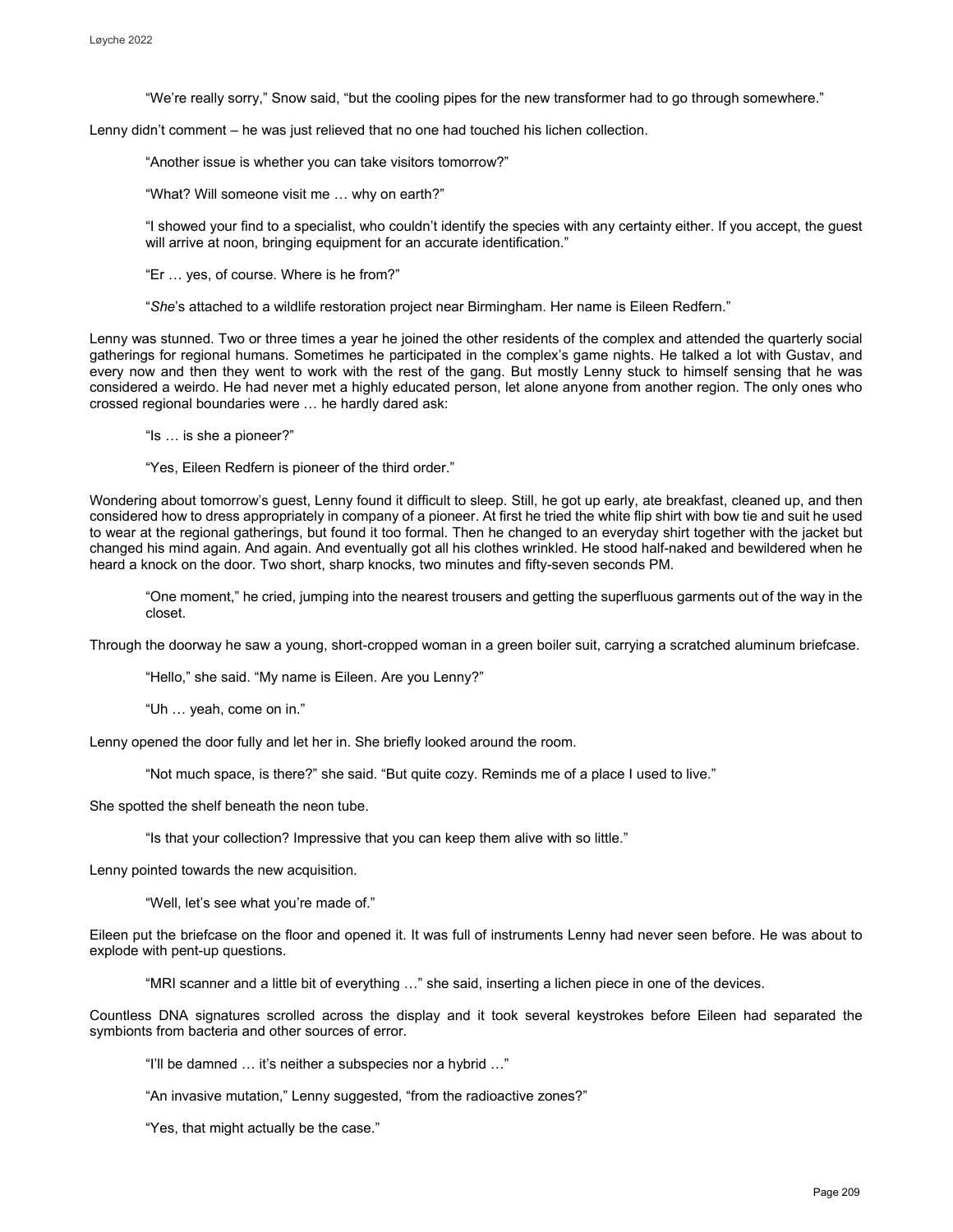"We're really sorry," Snow said, "but the cooling pipes for the new transformer had to go through somewhere."

Lenny didn't comment – he was just relieved that no one had touched his lichen collection.

"Another issue is whether you can take visitors tomorrow?"

"What? Will someone visit me … why on earth?"

"I showed your find to a specialist, who couldn't identify the species with any certainty either. If you accept, the guest will arrive at noon, bringing equipment for an accurate identification."

"Er … yes, of course. Where is he from?"

"*She*'s attached to a wildlife restoration project near Birmingham. Her name is Eileen Redfern."

Lenny was stunned. Two or three times a year he joined the other residents of the complex and attended the quarterly social gatherings for regional humans. Sometimes he participated in the complex's game nights. He talked a lot with Gustav, and every now and then they went to work with the rest of the gang. But mostly Lenny stuck to himself sensing that he was considered a weirdo. He had never met a highly educated person, let alone anyone from another region. The only ones who crossed regional boundaries were … he hardly dared ask:

"Is … is she a pioneer?"

"Yes, Eileen Redfern is pioneer of the third order."

Wondering about tomorrow's guest, Lenny found it difficult to sleep. Still, he got up early, ate breakfast, cleaned up, and then considered how to dress appropriately in company of a pioneer. At first he tried the white flip shirt with bow tie and suit he used to wear at the regional gatherings, but found it too formal. Then he changed to an everyday shirt together with the jacket but changed his mind again. And again. And eventually got all his clothes wrinkled. He stood half-naked and bewildered when he heard a knock on the door. Two short, sharp knocks, two minutes and fifty-seven seconds PM.

"One moment," he cried, jumping into the nearest trousers and getting the superfluous garments out of the way in the closet.

Through the doorway he saw a young, short-cropped woman in a green boiler suit, carrying a scratched aluminum briefcase.

"Hello," she said. "My name is Eileen. Are you Lenny?"

"Uh … yeah, come on in."

Lenny opened the door fully and let her in. She briefly looked around the room.

"Not much space, is there?" she said. "But quite cozy. Reminds me of a place I used to live."

She spotted the shelf beneath the neon tube.

"Is that your collection? Impressive that you can keep them alive with so little."

Lenny pointed towards the new acquisition.

"Well, let's see what you're made of."

Eileen put the briefcase on the floor and opened it. It was full of instruments Lenny had never seen before. He was about to explode with pent-up questions.

"MRI scanner and a little bit of everything …" she said, inserting a lichen piece in one of the devices.

Countless DNA signatures scrolled across the display and it took several keystrokes before Eileen had separated the symbionts from bacteria and other sources of error.

"I'll be damned … it's neither a subspecies nor a hybrid …"

"An invasive mutation," Lenny suggested, "from the radioactive zones?"

"Yes, that might actually be the case."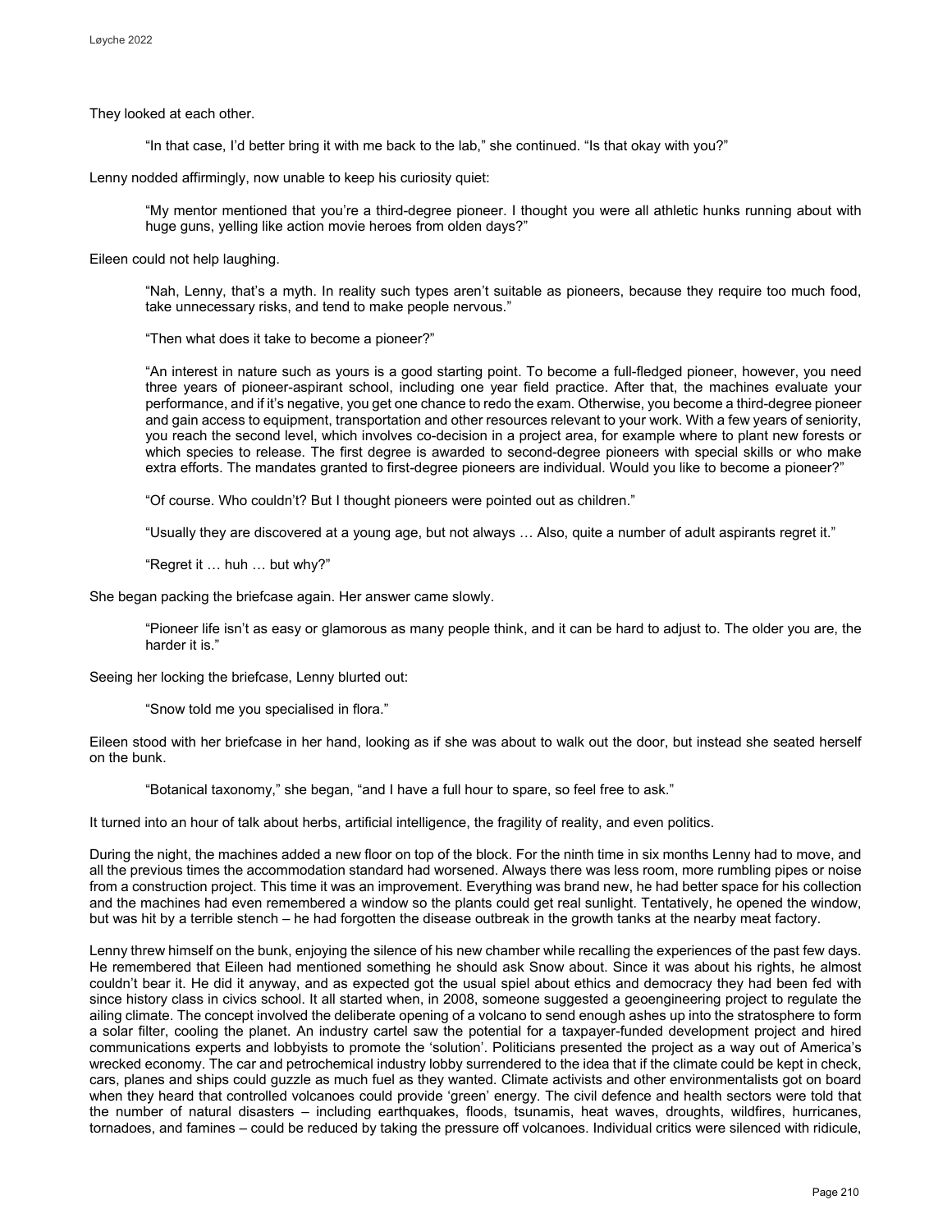They looked at each other.

> "In that case, I'd better bring it with me back to the lab," she continued. "Is that okay with you?"

Lenny nodded affirmingly, now unable to keep his curiosity quiet:

> "My mentor mentioned that you're a third-degree pioneer. I thought you were all athletic hunks running about with huge guns, yelling like action movie heroes from olden days?"

Eileen could not help laughing.

> "Nah, Lenny, that's a myth. In reality such types aren't suitable as pioneers, because they require too much food, take unnecessary risks, and tend to make people nervous."
>
> "Then what does it take to become a pioneer?"
>
> "An interest in nature such as yours is a good starting point. To become a full-fledged pioneer, however, you need three years of pioneer-aspirant school, including one year field practice. After that, the machines evaluate your performance, and if it's negative, you get one chance to redo the exam. Otherwise, you become a third-degree pioneer and gain access to equipment, transportation and other resources relevant to your work. With a few years of seniority, you reach the second level, which involves co-decision in a project area, for example where to plant new forests or which species to release. The first degree is awarded to second-degree pioneers with special skills or who make extra efforts. The mandates granted to first-degree pioneers are individual. Would you like to become a pioneer?"
>
> "Of course. Who couldn't? But I thought pioneers were pointed out as children."
>
> "Usually they are discovered at a young age, but not always … Also, quite a number of adult aspirants regret it."
>
> "Regret it … huh … but why?"

She began packing the briefcase again. Her answer came slowly.

> "Pioneer life isn't as easy or glamorous as many people think, and it can be hard to adjust to. The older you are, the harder it is."

Seeing her locking the briefcase, Lenny blurted out:

> "Snow told me you specialised in flora."

Eileen stood with her briefcase in her hand, looking as if she was about to walk out the door, but instead she seated herself on the bunk.

> "Botanical taxonomy," she began, "and I have a full hour to spare, so feel free to ask."

It turned into an hour of talk about herbs, artificial intelligence, the fragility of reality, and even politics.

During the night, the machines added a new floor on top of the block. For the ninth time in six months Lenny had to move, and all the previous times the accommodation standard had worsened. Always there was less room, more rumbling pipes or noise from a construction project. This time it was an improvement. Everything was brand new, he had better space for his collection and the machines had even remembered a window so the plants could get real sunlight. Tentatively, he opened the window, but was hit by a terrible stench – he had forgotten the disease outbreak in the growth tanks at the nearby meat factory.

Lenny threw himself on the bunk, enjoying the silence of his new chamber while recalling the experiences of the past few days. He remembered that Eileen had mentioned something he should ask Snow about. Since it was about his rights, he almost couldn't bear it. He did it anyway, and as expected got the usual spiel about ethics and democracy they had been fed with since history class in civics school. It all started when, in 2008, someone suggested a geoengineering project to regulate the ailing climate. The concept involved the deliberate opening of a volcano to send enough ashes up into the stratosphere to form a solar filter, cooling the planet. An industry cartel saw the potential for a taxpayer-funded development project and hired communications experts and lobbyists to promote the 'solution'. Politicians presented the project as a way out of America's wrecked economy. The car and petrochemical industry lobby surrendered to the idea that if the climate could be kept in check, cars, planes and ships could guzzle as much fuel as they wanted. Climate activists and other environmentalists got on board when they heard that controlled volcanoes could provide 'green' energy. The civil defence and health sectors were told that the number of natural disasters – including earthquakes, floods, tsunamis, heat waves, droughts, wildfires, hurricanes, tornadoes, and famines – could be reduced by taking the pressure off volcanoes. Individual critics were silenced with ridicule,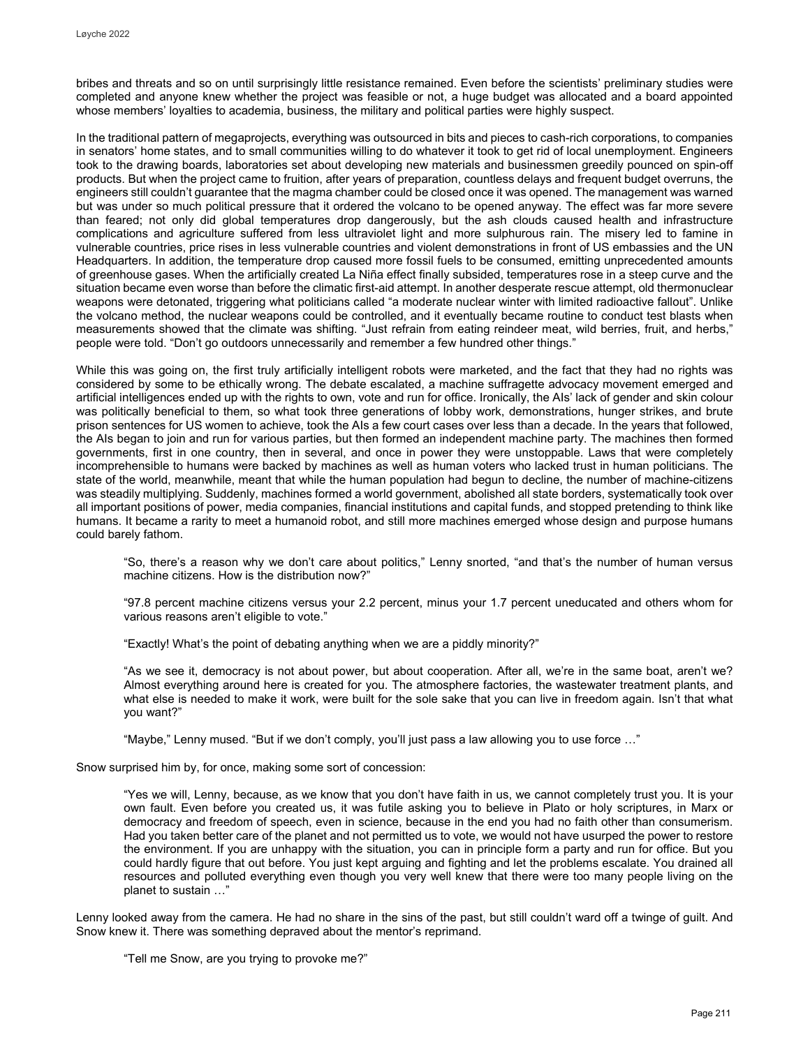bribes and threats and so on until surprisingly little resistance remained. Even before the scientists' preliminary studies were completed and anyone knew whether the project was feasible or not, a huge budget was allocated and a board appointed whose members' loyalties to academia, business, the military and political parties were highly suspect.

In the traditional pattern of megaprojects, everything was outsourced in bits and pieces to cash-rich corporations, to companies in senators' home states, and to small communities willing to do whatever it took to get rid of local unemployment. Engineers took to the drawing boards, laboratories set about developing new materials and businessmen greedily pounced on spin-off products. But when the project came to fruition, after years of preparation, countless delays and frequent budget overruns, the engineers still couldn't guarantee that the magma chamber could be closed once it was opened. The management was warned but was under so much political pressure that it ordered the volcano to be opened anyway. The effect was far more severe than feared; not only did global temperatures drop dangerously, but the ash clouds caused health and infrastructure complications and agriculture suffered from less ultraviolet light and more sulphurous rain. The misery led to famine in vulnerable countries, price rises in less vulnerable countries and violent demonstrations in front of US embassies and the UN Headquarters. In addition, the temperature drop caused more fossil fuels to be consumed, emitting unprecedented amounts of greenhouse gases. When the artificially created La Niña effect finally subsided, temperatures rose in a steep curve and the situation became even worse than before the climatic first-aid attempt. In another desperate rescue attempt, old thermonuclear weapons were detonated, triggering what politicians called "a moderate nuclear winter with limited radioactive fallout". Unlike the volcano method, the nuclear weapons could be controlled, and it eventually became routine to conduct test blasts when measurements showed that the climate was shifting. "Just refrain from eating reindeer meat, wild berries, fruit, and herbs," people were told. "Don't go outdoors unnecessarily and remember a few hundred other things."

While this was going on, the first truly artificially intelligent robots were marketed, and the fact that they had no rights was considered by some to be ethically wrong. The debate escalated, a machine suffragette advocacy movement emerged and artificial intelligences ended up with the rights to own, vote and run for office. Ironically, the AIs' lack of gender and skin colour was politically beneficial to them, so what took three generations of lobby work, demonstrations, hunger strikes, and brute prison sentences for US women to achieve, took the AIs a few court cases over less than a decade. In the years that followed, the AIs began to join and run for various parties, but then formed an independent machine party. The machines then formed governments, first in one country, then in several, and once in power they were unstoppable. Laws that were completely incomprehensible to humans were backed by machines as well as human voters who lacked trust in human politicians. The state of the world, meanwhile, meant that while the human population had begun to decline, the number of machine-citizens was steadily multiplying. Suddenly, machines formed a world government, abolished all state borders, systematically took over all important positions of power, media companies, financial institutions and capital funds, and stopped pretending to think like humans. It became a rarity to meet a humanoid robot, and still more machines emerged whose design and purpose humans could barely fathom.

> "So, there's a reason why we don't care about politics," Lenny snorted, "and that's the number of human versus machine citizens. How is the distribution now?"
>
> "97.8 percent machine citizens versus your 2.2 percent, minus your 1.7 percent uneducated and others whom for various reasons aren't eligible to vote."
>
> "Exactly! What's the point of debating anything when we are a piddly minority?"
>
> "As we see it, democracy is not about power, but about cooperation. After all, we're in the same boat, aren't we? Almost everything around here is created for you. The atmosphere factories, the wastewater treatment plants, and what else is needed to make it work, were built for the sole sake that you can live in freedom again. Isn't that what you want?"
>
> "Maybe," Lenny mused. "But if we don't comply, you'll just pass a law allowing you to use force …"

Snow surprised him by, for once, making some sort of concession:

> "Yes we will, Lenny, because, as we know that you don't have faith in us, we cannot completely trust you. It is your own fault. Even before you created us, it was futile asking you to believe in Plato or holy scriptures, in Marx or democracy and freedom of speech, even in science, because in the end you had no faith other than consumerism. Had you taken better care of the planet and not permitted us to vote, we would not have usurped the power to restore the environment. If you are unhappy with the situation, you can in principle form a party and run for office. But you could hardly figure that out before. You just kept arguing and fighting and let the problems escalate. You drained all resources and polluted everything even though you very well knew that there were too many people living on the planet to sustain …"

Lenny looked away from the camera. He had no share in the sins of the past, but still couldn't ward off a twinge of guilt. And Snow knew it. There was something depraved about the mentor's reprimand.

> "Tell me Snow, are you trying to provoke me?"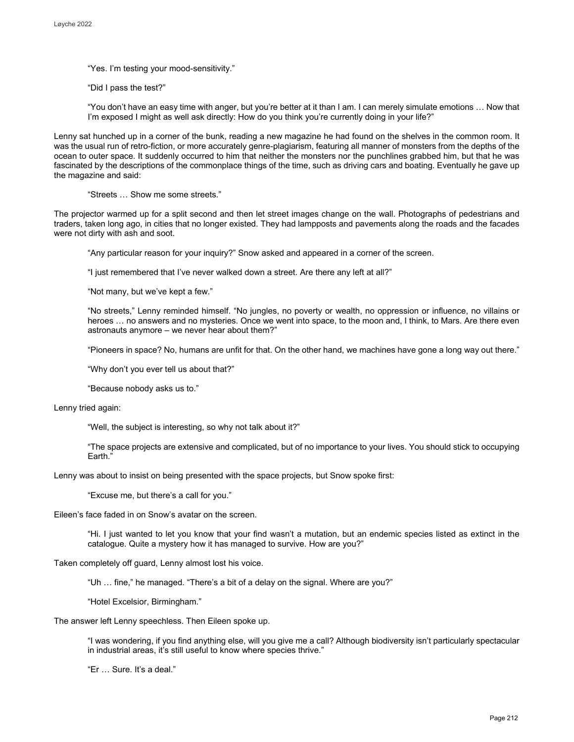"Yes. I'm testing your mood-sensitivity."

"Did I pass the test?"

"You don't have an easy time with anger, but you're better at it than I am. I can merely simulate emotions … Now that I'm exposed I might as well ask directly: How do you think you're currently doing in your life?"

Lenny sat hunched up in a corner of the bunk, reading a new magazine he had found on the shelves in the common room. It was the usual run of retro-fiction, or more accurately genre-plagiarism, featuring all manner of monsters from the depths of the ocean to outer space. It suddenly occurred to him that neither the monsters nor the punchlines grabbed him, but that he was fascinated by the descriptions of the commonplace things of the time, such as driving cars and boating. Eventually he gave up the magazine and said:

"Streets … Show me some streets."

The projector warmed up for a split second and then let street images change on the wall. Photographs of pedestrians and traders, taken long ago, in cities that no longer existed. They had lampposts and pavements along the roads and the facades were not dirty with ash and soot.

"Any particular reason for your inquiry?" Snow asked and appeared in a corner of the screen.

"I just remembered that I've never walked down a street. Are there any left at all?"

"Not many, but we've kept a few."

"No streets," Lenny reminded himself. "No jungles, no poverty or wealth, no oppression or influence, no villains or heroes … no answers and no mysteries. Once we went into space, to the moon and, I think, to Mars. Are there even astronauts anymore – we never hear about them?"

"Pioneers in space? No, humans are unfit for that. On the other hand, we machines have gone a long way out there."

"Why don't you ever tell us about that?"

"Because nobody asks us to."

Lenny tried again:

"Well, the subject is interesting, so why not talk about it?"

"The space projects are extensive and complicated, but of no importance to your lives. You should stick to occupying Earth."

Lenny was about to insist on being presented with the space projects, but Snow spoke first:

"Excuse me, but there's a call for you."

Eileen's face faded in on Snow's avatar on the screen.

"Hi. I just wanted to let you know that your find wasn't a mutation, but an endemic species listed as extinct in the catalogue. Quite a mystery how it has managed to survive. How are you?"

Taken completely off guard, Lenny almost lost his voice.

"Uh … fine," he managed. "There's a bit of a delay on the signal. Where are you?"

"Hotel Excelsior, Birmingham."

The answer left Lenny speechless. Then Eileen spoke up.

"I was wondering, if you find anything else, will you give me a call? Although biodiversity isn't particularly spectacular in industrial areas, it's still useful to know where species thrive."

"Er … Sure. It's a deal."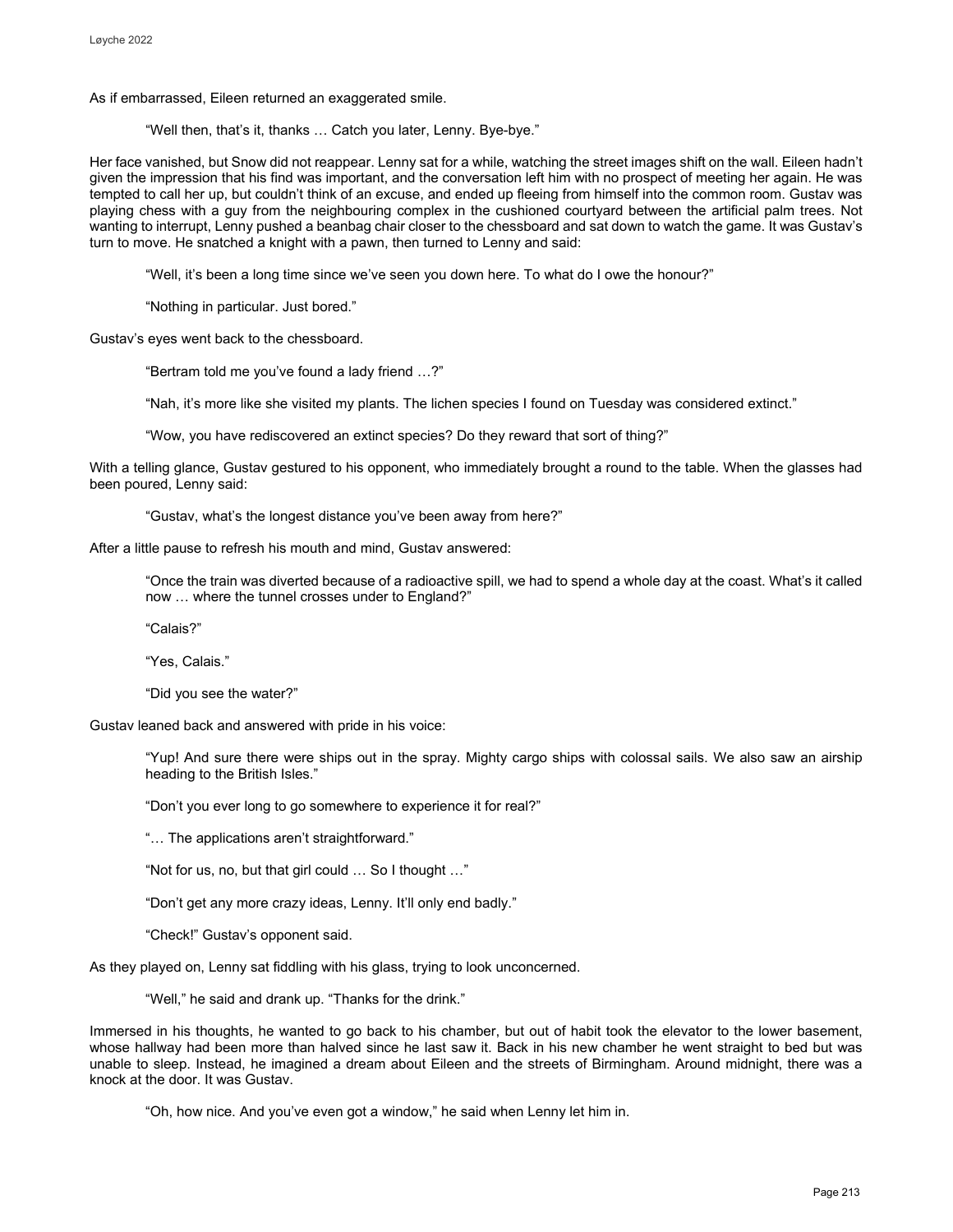As if embarrassed, Eileen returned an exaggerated smile.

> "Well then, that's it, thanks … Catch you later, Lenny. Bye-bye."

Her face vanished, but Snow did not reappear. Lenny sat for a while, watching the street images shift on the wall. Eileen hadn't given the impression that his find was important, and the conversation left him with no prospect of meeting her again. He was tempted to call her up, but couldn't think of an excuse, and ended up fleeing from himself into the common room. Gustav was playing chess with a guy from the neighbouring complex in the cushioned courtyard between the artificial palm trees. Not wanting to interrupt, Lenny pushed a beanbag chair closer to the chessboard and sat down to watch the game. It was Gustav's turn to move. He snatched a knight with a pawn, then turned to Lenny and said:

> "Well, it's been a long time since we've seen you down here. To what do I owe the honour?"

> "Nothing in particular. Just bored."

Gustav's eyes went back to the chessboard.

> "Bertram told me you've found a lady friend …?"

> "Nah, it's more like she visited my plants. The lichen species I found on Tuesday was considered extinct."

> "Wow, you have rediscovered an extinct species? Do they reward that sort of thing?"

With a telling glance, Gustav gestured to his opponent, who immediately brought a round to the table. When the glasses had been poured, Lenny said:

> "Gustav, what's the longest distance you've been away from here?"

After a little pause to refresh his mouth and mind, Gustav answered:

> "Once the train was diverted because of a radioactive spill, we had to spend a whole day at the coast. What's it called now … where the tunnel crosses under to England?"

> "Calais?"

> "Yes, Calais."

> "Did you see the water?"

Gustav leaned back and answered with pride in his voice:

> "Yup! And sure there were ships out in the spray. Mighty cargo ships with colossal sails. We also saw an airship heading to the British Isles."

> "Don't you ever long to go somewhere to experience it for real?"

> "… The applications aren't straightforward."

> "Not for us, no, but that girl could … So I thought …"

> "Don't get any more crazy ideas, Lenny. It'll only end badly."

> "Check!" Gustav's opponent said.

As they played on, Lenny sat fiddling with his glass, trying to look unconcerned.

> "Well," he said and drank up. "Thanks for the drink."

Immersed in his thoughts, he wanted to go back to his chamber, but out of habit took the elevator to the lower basement, whose hallway had been more than halved since he last saw it. Back in his new chamber he went straight to bed but was unable to sleep. Instead, he imagined a dream about Eileen and the streets of Birmingham. Around midnight, there was a knock at the door. It was Gustav.

> "Oh, how nice. And you've even got a window," he said when Lenny let him in.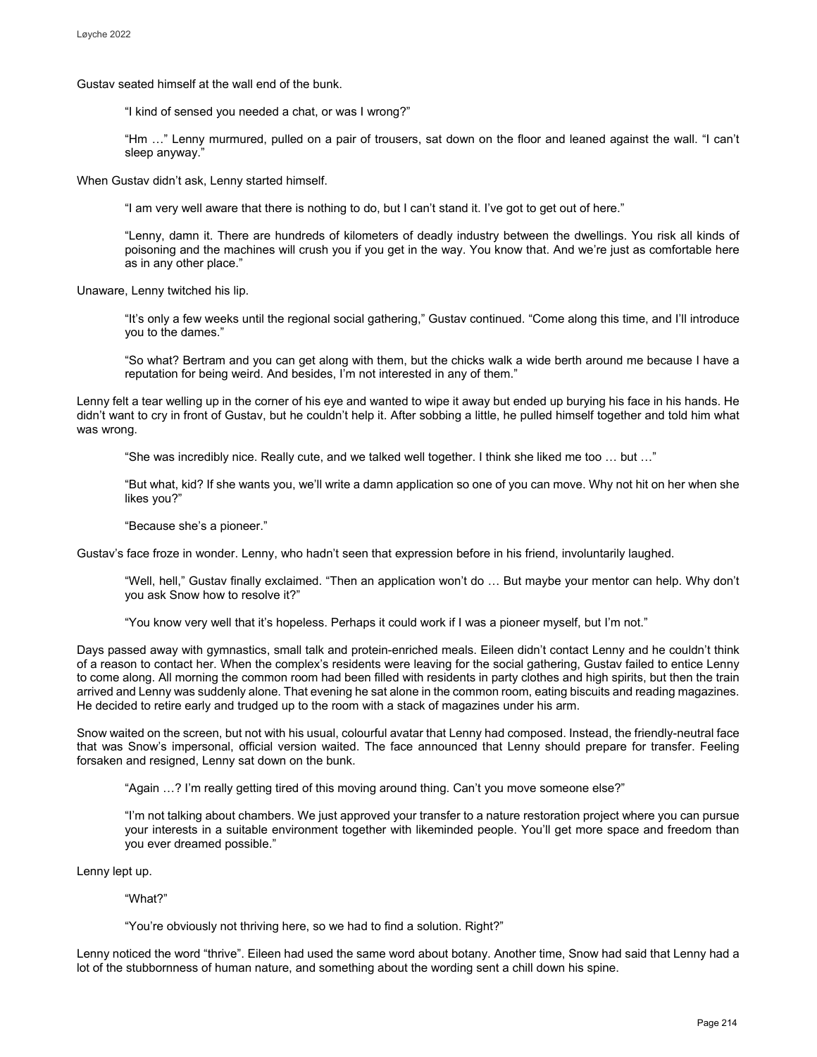Gustav seated himself at the wall end of the bunk.

"I kind of sensed you needed a chat, or was I wrong?"

"Hm …" Lenny murmured, pulled on a pair of trousers, sat down on the floor and leaned against the wall. "I can't sleep anyway."

When Gustav didn't ask, Lenny started himself.

"I am very well aware that there is nothing to do, but I can't stand it. I've got to get out of here."

"Lenny, damn it. There are hundreds of kilometers of deadly industry between the dwellings. You risk all kinds of poisoning and the machines will crush you if you get in the way. You know that. And we're just as comfortable here as in any other place."

Unaware, Lenny twitched his lip.

"It's only a few weeks until the regional social gathering," Gustav continued. "Come along this time, and I'll introduce you to the dames."

"So what? Bertram and you can get along with them, but the chicks walk a wide berth around me because I have a reputation for being weird. And besides, I'm not interested in any of them."

Lenny felt a tear welling up in the corner of his eye and wanted to wipe it away but ended up burying his face in his hands. He didn't want to cry in front of Gustav, but he couldn't help it. After sobbing a little, he pulled himself together and told him what was wrong.

"She was incredibly nice. Really cute, and we talked well together. I think she liked me too … but …"

"But what, kid? If she wants you, we'll write a damn application so one of you can move. Why not hit on her when she likes you?"

"Because she's a pioneer."

Gustav's face froze in wonder. Lenny, who hadn't seen that expression before in his friend, involuntarily laughed.

"Well, hell," Gustav finally exclaimed. "Then an application won't do … But maybe your mentor can help. Why don't you ask Snow how to resolve it?"

"You know very well that it's hopeless. Perhaps it could work if I was a pioneer myself, but I'm not."

Days passed away with gymnastics, small talk and protein-enriched meals. Eileen didn't contact Lenny and he couldn't think of a reason to contact her. When the complex's residents were leaving for the social gathering, Gustav failed to entice Lenny to come along. All morning the common room had been filled with residents in party clothes and high spirits, but then the train arrived and Lenny was suddenly alone. That evening he sat alone in the common room, eating biscuits and reading magazines. He decided to retire early and trudged up to the room with a stack of magazines under his arm.

Snow waited on the screen, but not with his usual, colourful avatar that Lenny had composed. Instead, the friendly-neutral face that was Snow's impersonal, official version waited. The face announced that Lenny should prepare for transfer. Feeling forsaken and resigned, Lenny sat down on the bunk.

"Again …? I'm really getting tired of this moving around thing. Can't you move someone else?"

"I'm not talking about chambers. We just approved your transfer to a nature restoration project where you can pursue your interests in a suitable environment together with likeminded people. You'll get more space and freedom than you ever dreamed possible."

Lenny lept up.

"What?"

"You're obviously not thriving here, so we had to find a solution. Right?"

Lenny noticed the word "thrive". Eileen had used the same word about botany. Another time, Snow had said that Lenny had a lot of the stubbornness of human nature, and something about the wording sent a chill down his spine.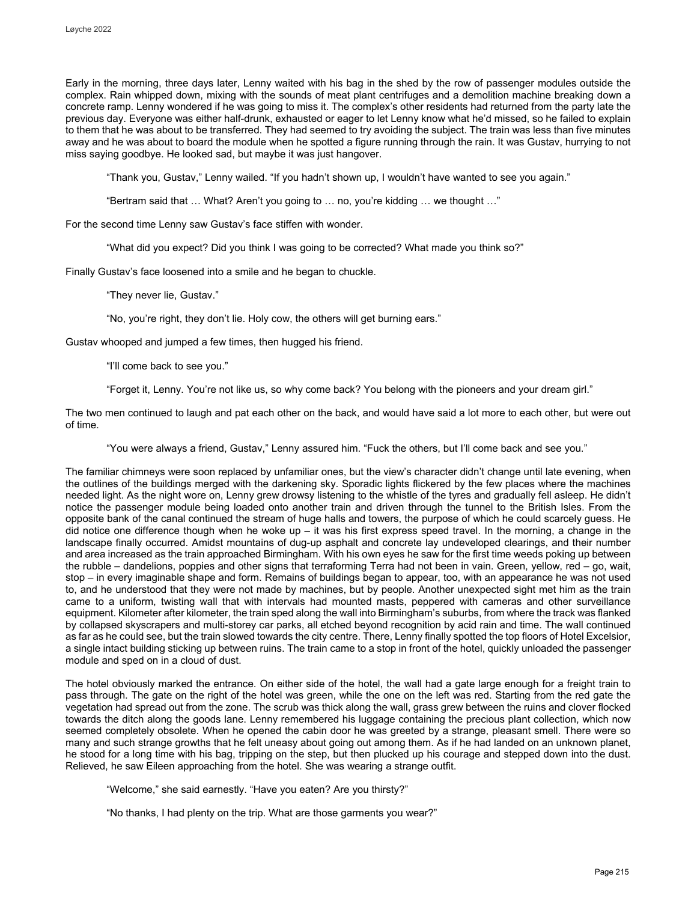Early in the morning, three days later, Lenny waited with his bag in the shed by the row of passenger modules outside the complex. Rain whipped down, mixing with the sounds of meat plant centrifuges and a demolition machine breaking down a concrete ramp. Lenny wondered if he was going to miss it. The complex's other residents had returned from the party late the previous day. Everyone was either half-drunk, exhausted or eager to let Lenny know what he'd missed, so he failed to explain to them that he was about to be transferred. They had seemed to try avoiding the subject. The train was less than five minutes away and he was about to board the module when he spotted a figure running through the rain. It was Gustav, hurrying to not miss saying goodbye. He looked sad, but maybe it was just hangover.

"Thank you, Gustav," Lenny wailed. "If you hadn't shown up, I wouldn't have wanted to see you again."

"Bertram said that … What? Aren't you going to … no, you're kidding … we thought …"

For the second time Lenny saw Gustav's face stiffen with wonder.

"What did you expect? Did you think I was going to be corrected? What made you think so?"

Finally Gustav's face loosened into a smile and he began to chuckle.

"They never lie, Gustav."

"No, you're right, they don't lie. Holy cow, the others will get burning ears."

Gustav whooped and jumped a few times, then hugged his friend.

"I'll come back to see you."

"Forget it, Lenny. You're not like us, so why come back? You belong with the pioneers and your dream girl."

The two men continued to laugh and pat each other on the back, and would have said a lot more to each other, but were out of time.

"You were always a friend, Gustav," Lenny assured him. "Fuck the others, but I'll come back and see you."

The familiar chimneys were soon replaced by unfamiliar ones, but the view's character didn't change until late evening, when the outlines of the buildings merged with the darkening sky. Sporadic lights flickered by the few places where the machines needed light. As the night wore on, Lenny grew drowsy listening to the whistle of the tyres and gradually fell asleep. He didn't notice the passenger module being loaded onto another train and driven through the tunnel to the British Isles. From the opposite bank of the canal continued the stream of huge halls and towers, the purpose of which he could scarcely guess. He did notice one difference though when he woke up – it was his first express speed travel. In the morning, a change in the landscape finally occurred. Amidst mountains of dug-up asphalt and concrete lay undeveloped clearings, and their number and area increased as the train approached Birmingham. With his own eyes he saw for the first time weeds poking up between the rubble – dandelions, poppies and other signs that terraforming Terra had not been in vain. Green, yellow, red – go, wait, stop – in every imaginable shape and form. Remains of buildings began to appear, too, with an appearance he was not used to, and he understood that they were not made by machines, but by people. Another unexpected sight met him as the train came to a uniform, twisting wall that with intervals had mounted masts, peppered with cameras and other surveillance equipment. Kilometer after kilometer, the train sped along the wall into Birmingham's suburbs, from where the track was flanked by collapsed skyscrapers and multi-storey car parks, all etched beyond recognition by acid rain and time. The wall continued as far as he could see, but the train slowed towards the city centre. There, Lenny finally spotted the top floors of Hotel Excelsior, a single intact building sticking up between ruins. The train came to a stop in front of the hotel, quickly unloaded the passenger module and sped on in a cloud of dust.

The hotel obviously marked the entrance. On either side of the hotel, the wall had a gate large enough for a freight train to pass through. The gate on the right of the hotel was green, while the one on the left was red. Starting from the red gate the vegetation had spread out from the zone. The scrub was thick along the wall, grass grew between the ruins and clover flocked towards the ditch along the goods lane. Lenny remembered his luggage containing the precious plant collection, which now seemed completely obsolete. When he opened the cabin door he was greeted by a strange, pleasant smell. There were so many and such strange growths that he felt uneasy about going out among them. As if he had landed on an unknown planet, he stood for a long time with his bag, tripping on the step, but then plucked up his courage and stepped down into the dust. Relieved, he saw Eileen approaching from the hotel. She was wearing a strange outfit.

"Welcome," she said earnestly. "Have you eaten? Are you thirsty?"

"No thanks, I had plenty on the trip. What are those garments you wear?"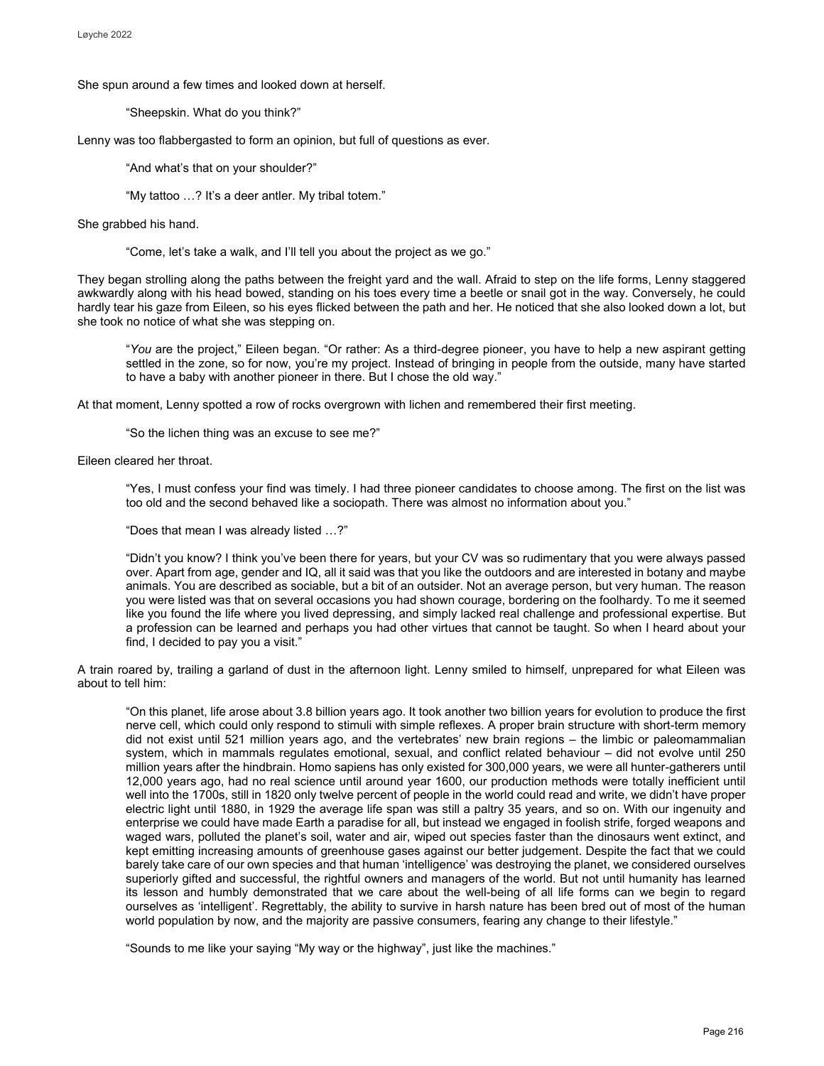She spun around a few times and looked down at herself.

"Sheepskin. What do you think?"

Lenny was too flabbergasted to form an opinion, but full of questions as ever.

"And what's that on your shoulder?"

"My tattoo …? It's a deer antler. My tribal totem."

She grabbed his hand.

"Come, let's take a walk, and I'll tell you about the project as we go."

They began strolling along the paths between the freight yard and the wall. Afraid to step on the life forms, Lenny staggered awkwardly along with his head bowed, standing on his toes every time a beetle or snail got in the way. Conversely, he could hardly tear his gaze from Eileen, so his eyes flicked between the path and her. He noticed that she also looked down a lot, but she took no notice of what she was stepping on.

"*You* are the project," Eileen began. "Or rather: As a third-degree pioneer, you have to help a new aspirant getting settled in the zone, so for now, you're my project. Instead of bringing in people from the outside, many have started to have a baby with another pioneer in there. But I chose the old way."

At that moment, Lenny spotted a row of rocks overgrown with lichen and remembered their first meeting.

"So the lichen thing was an excuse to see me?"

Eileen cleared her throat.

"Yes, I must confess your find was timely. I had three pioneer candidates to choose among. The first on the list was too old and the second behaved like a sociopath. There was almost no information about you."

"Does that mean I was already listed …?"

"Didn't you know? I think you've been there for years, but your CV was so rudimentary that you were always passed over. Apart from age, gender and IQ, all it said was that you like the outdoors and are interested in botany and maybe animals. You are described as sociable, but a bit of an outsider. Not an average person, but very human. The reason you were listed was that on several occasions you had shown courage, bordering on the foolhardy. To me it seemed like you found the life where you lived depressing, and simply lacked real challenge and professional expertise. But a profession can be learned and perhaps you had other virtues that cannot be taught. So when I heard about your find, I decided to pay you a visit."

A train roared by, trailing a garland of dust in the afternoon light. Lenny smiled to himself, unprepared for what Eileen was about to tell him:

"On this planet, life arose about 3.8 billion years ago. It took another two billion years for evolution to produce the first nerve cell, which could only respond to stimuli with simple reflexes. A proper brain structure with short-term memory did not exist until 521 million years ago, and the vertebrates' new brain regions – the limbic or paleomammalian system, which in mammals regulates emotional, sexual, and conflict related behaviour – did not evolve until 250 million years after the hindbrain. Homo sapiens has only existed for 300,000 years, we were all hunter-gatherers until 12,000 years ago, had no real science until around year 1600, our production methods were totally inefficient until well into the 1700s, still in 1820 only twelve percent of people in the world could read and write, we didn't have proper electric light until 1880, in 1929 the average life span was still a paltry 35 years, and so on. With our ingenuity and enterprise we could have made Earth a paradise for all, but instead we engaged in foolish strife, forged weapons and waged wars, polluted the planet's soil, water and air, wiped out species faster than the dinosaurs went extinct, and kept emitting increasing amounts of greenhouse gases against our better judgement. Despite the fact that we could barely take care of our own species and that human 'intelligence' was destroying the planet, we considered ourselves superiorly gifted and successful, the rightful owners and managers of the world. But not until humanity has learned its lesson and humbly demonstrated that we care about the well-being of all life forms can we begin to regard ourselves as 'intelligent'. Regrettably, the ability to survive in harsh nature has been bred out of most of the human world population by now, and the majority are passive consumers, fearing any change to their lifestyle."

"Sounds to me like your saying "My way or the highway", just like the machines."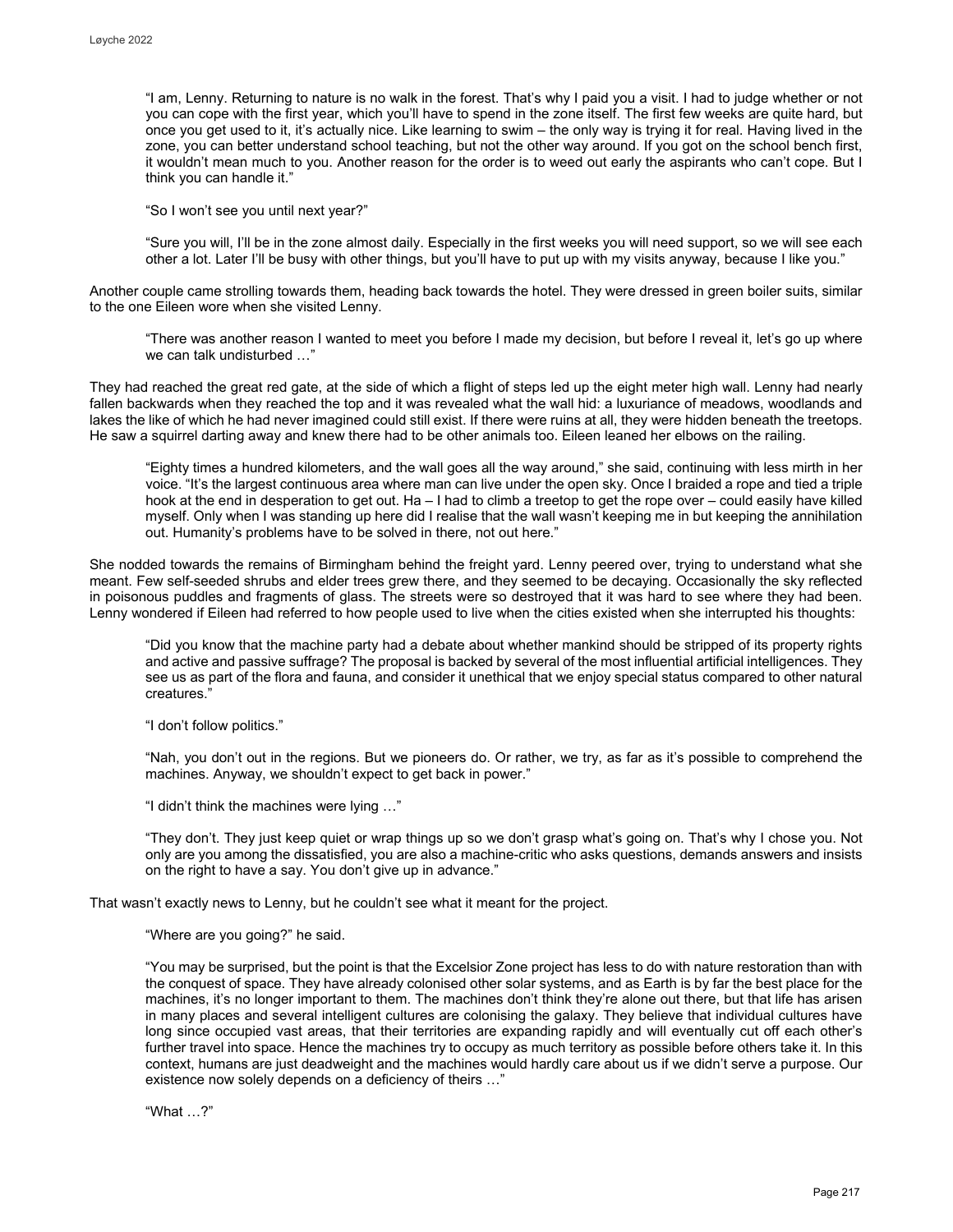"I am, Lenny. Returning to nature is no walk in the forest. That's why I paid you a visit. I had to judge whether or not you can cope with the first year, which you'll have to spend in the zone itself. The first few weeks are quite hard, but once you get used to it, it's actually nice. Like learning to swim – the only way is trying it for real. Having lived in the zone, you can better understand school teaching, but not the other way around. If you got on the school bench first, it wouldn't mean much to you. Another reason for the order is to weed out early the aspirants who can't cope. But I think you can handle it."

"So I won't see you until next year?"

"Sure you will, I'll be in the zone almost daily. Especially in the first weeks you will need support, so we will see each other a lot. Later I'll be busy with other things, but you'll have to put up with my visits anyway, because I like you."

Another couple came strolling towards them, heading back towards the hotel. They were dressed in green boiler suits, similar to the one Eileen wore when she visited Lenny.

"There was another reason I wanted to meet you before I made my decision, but before I reveal it, let's go up where we can talk undisturbed …"

They had reached the great red gate, at the side of which a flight of steps led up the eight meter high wall. Lenny had nearly fallen backwards when they reached the top and it was revealed what the wall hid: a luxuriance of meadows, woodlands and lakes the like of which he had never imagined could still exist. If there were ruins at all, they were hidden beneath the treetops. He saw a squirrel darting away and knew there had to be other animals too. Eileen leaned her elbows on the railing.

"Eighty times a hundred kilometers, and the wall goes all the way around," she said, continuing with less mirth in her voice. "It's the largest continuous area where man can live under the open sky. Once I braided a rope and tied a triple hook at the end in desperation to get out. Ha – I had to climb a treetop to get the rope over – could easily have killed myself. Only when I was standing up here did I realise that the wall wasn't keeping me in but keeping the annihilation out. Humanity's problems have to be solved in there, not out here."

She nodded towards the remains of Birmingham behind the freight yard. Lenny peered over, trying to understand what she meant. Few self-seeded shrubs and elder trees grew there, and they seemed to be decaying. Occasionally the sky reflected in poisonous puddles and fragments of glass. The streets were so destroyed that it was hard to see where they had been. Lenny wondered if Eileen had referred to how people used to live when the cities existed when she interrupted his thoughts:

"Did you know that the machine party had a debate about whether mankind should be stripped of its property rights and active and passive suffrage? The proposal is backed by several of the most influential artificial intelligences. They see us as part of the flora and fauna, and consider it unethical that we enjoy special status compared to other natural creatures."

"I don't follow politics."

"Nah, you don't out in the regions. But we pioneers do. Or rather, we try, as far as it's possible to comprehend the machines. Anyway, we shouldn't expect to get back in power."

"I didn't think the machines were lying …"

"They don't. They just keep quiet or wrap things up so we don't grasp what's going on. That's why I chose you. Not only are you among the dissatisfied, you are also a machine-critic who asks questions, demands answers and insists on the right to have a say. You don't give up in advance."

That wasn't exactly news to Lenny, but he couldn't see what it meant for the project.

"Where are you going?" he said.

"You may be surprised, but the point is that the Excelsior Zone project has less to do with nature restoration than with the conquest of space. They have already colonised other solar systems, and as Earth is by far the best place for the machines, it's no longer important to them. The machines don't think they're alone out there, but that life has arisen in many places and several intelligent cultures are colonising the galaxy. They believe that individual cultures have long since occupied vast areas, that their territories are expanding rapidly and will eventually cut off each other's further travel into space. Hence the machines try to occupy as much territory as possible before others take it. In this context, humans are just deadweight and the machines would hardly care about us if we didn't serve a purpose. Our existence now solely depends on a deficiency of theirs …"

"What …?"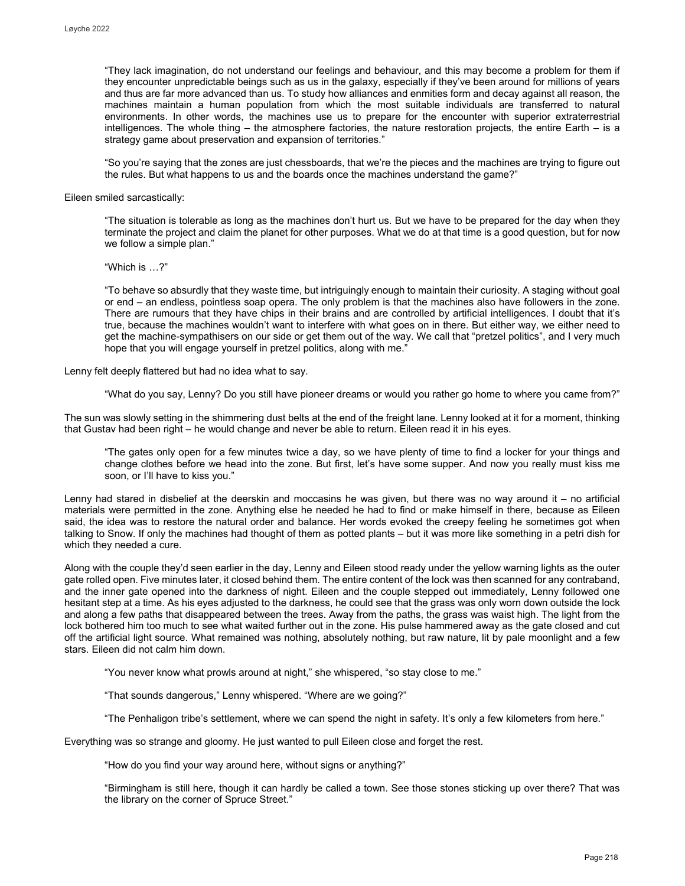"They lack imagination, do not understand our feelings and behaviour, and this may become a problem for them if they encounter unpredictable beings such as us in the galaxy, especially if they've been around for millions of years and thus are far more advanced than us. To study how alliances and enmities form and decay against all reason, the machines maintain a human population from which the most suitable individuals are transferred to natural environments. In other words, the machines use us to prepare for the encounter with superior extraterrestrial intelligences. The whole thing – the atmosphere factories, the nature restoration projects, the entire Earth – is a strategy game about preservation and expansion of territories."

"So you're saying that the zones are just chessboards, that we're the pieces and the machines are trying to figure out the rules. But what happens to us and the boards once the machines understand the game?"

Eileen smiled sarcastically:

"The situation is tolerable as long as the machines don't hurt us. But we have to be prepared for the day when they terminate the project and claim the planet for other purposes. What we do at that time is a good question, but for now we follow a simple plan."

"Which is …?"

"To behave so absurdly that they waste time, but intriguingly enough to maintain their curiosity. A staging without goal or end – an endless, pointless soap opera. The only problem is that the machines also have followers in the zone. There are rumours that they have chips in their brains and are controlled by artificial intelligences. I doubt that it's true, because the machines wouldn't want to interfere with what goes on in there. But either way, we either need to get the machine-sympathisers on our side or get them out of the way. We call that "pretzel politics", and I very much hope that you will engage yourself in pretzel politics, along with me."

Lenny felt deeply flattered but had no idea what to say.

"What do you say, Lenny? Do you still have pioneer dreams or would you rather go home to where you came from?"

The sun was slowly setting in the shimmering dust belts at the end of the freight lane. Lenny looked at it for a moment, thinking that Gustav had been right – he would change and never be able to return. Eileen read it in his eyes.

"The gates only open for a few minutes twice a day, so we have plenty of time to find a locker for your things and change clothes before we head into the zone. But first, let's have some supper. And now you really must kiss me soon, or I'll have to kiss you."

Lenny had stared in disbelief at the deerskin and moccasins he was given, but there was no way around it – no artificial materials were permitted in the zone. Anything else he needed he had to find or make himself in there, because as Eileen said, the idea was to restore the natural order and balance. Her words evoked the creepy feeling he sometimes got when talking to Snow. If only the machines had thought of them as potted plants – but it was more like something in a petri dish for which they needed a cure.

Along with the couple they'd seen earlier in the day, Lenny and Eileen stood ready under the yellow warning lights as the outer gate rolled open. Five minutes later, it closed behind them. The entire content of the lock was then scanned for any contraband, and the inner gate opened into the darkness of night. Eileen and the couple stepped out immediately, Lenny followed one hesitant step at a time. As his eyes adjusted to the darkness, he could see that the grass was only worn down outside the lock and along a few paths that disappeared between the trees. Away from the paths, the grass was waist high. The light from the lock bothered him too much to see what waited further out in the zone. His pulse hammered away as the gate closed and cut off the artificial light source. What remained was nothing, absolutely nothing, but raw nature, lit by pale moonlight and a few stars. Eileen did not calm him down.

"You never know what prowls around at night," she whispered, "so stay close to me."

"That sounds dangerous," Lenny whispered. "Where are we going?"

"The Penhaligon tribe's settlement, where we can spend the night in safety. It's only a few kilometers from here."

Everything was so strange and gloomy. He just wanted to pull Eileen close and forget the rest.

"How do you find your way around here, without signs or anything?"

"Birmingham is still here, though it can hardly be called a town. See those stones sticking up over there? That was the library on the corner of Spruce Street."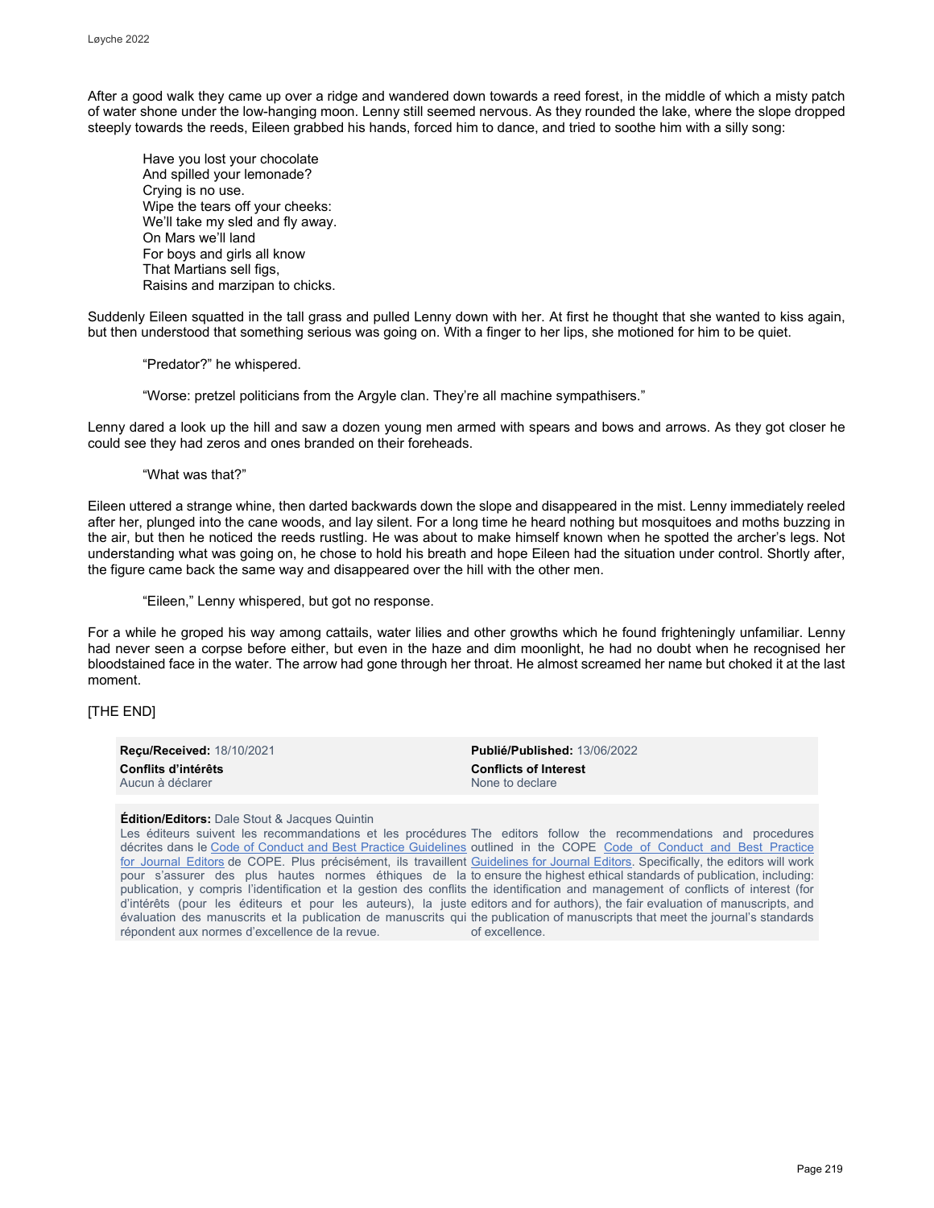After a good walk they came up over a ridge and wandered down towards a reed forest, in the middle of which a misty patch of water shone under the low-hanging moon. Lenny still seemed nervous. As they rounded the lake, where the slope dropped steeply towards the reeds, Eileen grabbed his hands, forced him to dance, and tried to soothe him with a silly song:

> Have you lost your chocolate
> And spilled your lemonade?
> Crying is no use.
> Wipe the tears off your cheeks:
> We'll take my sled and fly away.
> On Mars we'll land
> For boys and girls all know
> That Martians sell figs,
> Raisins and marzipan to chicks.

Suddenly Eileen squatted in the tall grass and pulled Lenny down with her. At first he thought that she wanted to kiss again, but then understood that something serious was going on. With a finger to her lips, she motioned for him to be quiet.

"Predator?" he whispered.

"Worse: pretzel politicians from the Argyle clan. They're all machine sympathisers."

Lenny dared a look up the hill and saw a dozen young men armed with spears and bows and arrows. As they got closer he could see they had zeros and ones branded on their foreheads.

"What was that?"

Eileen uttered a strange whine, then darted backwards down the slope and disappeared in the mist. Lenny immediately reeled after her, plunged into the cane woods, and lay silent. For a long time he heard nothing but mosquitoes and moths buzzing in the air, but then he noticed the reeds rustling. He was about to make himself known when he spotted the archer's legs. Not understanding what was going on, he chose to hold his breath and hope Eileen had the situation under control. Shortly after, the figure came back the same way and disappeared over the hill with the other men.

"Eileen," Lenny whispered, but got no response.

For a while he groped his way among cattails, water lilies and other growths which he found frighteningly unfamiliar. Lenny had never seen a corpse before either, but even in the haze and dim moonlight, he had no doubt when he recognised her bloodstained face in the water. The arrow had gone through her throat. He almost screamed her name but choked it at the last moment.

[THE END]

**Reçu/Received:** 18/10/2021
**Conflits d'intérêts**
Aucun à déclarer

**Publié/Published:** 13/06/2022
**Conflicts of Interest**
None to declare

**Édition/Editors:** Dale Stout & Jacques Quintin

Les éditeurs suivent les recommandations et les procédures décrites dans le Code of Conduct and Best Practice Guidelines for Journal Editors de COPE. Plus précisément, ils travaillent pour s'assurer des plus hautes normes éthiques de la publication, y compris l'identification et la gestion des conflits d'intérêts (pour les éditeurs et pour les auteurs), la juste évaluation des manuscrits et la publication de manuscrits qui répondent aux normes d'excellence de la revue.

The editors follow the recommendations and procedures outlined in the COPE Code of Conduct and Best Practice Guidelines for Journal Editors. Specifically, the editors will work to ensure the highest ethical standards of publication, including: the identification and management of conflicts of interest (for editors and for authors), the fair evaluation of manuscripts, and the publication of manuscripts that meet the journal's standards of excellence.